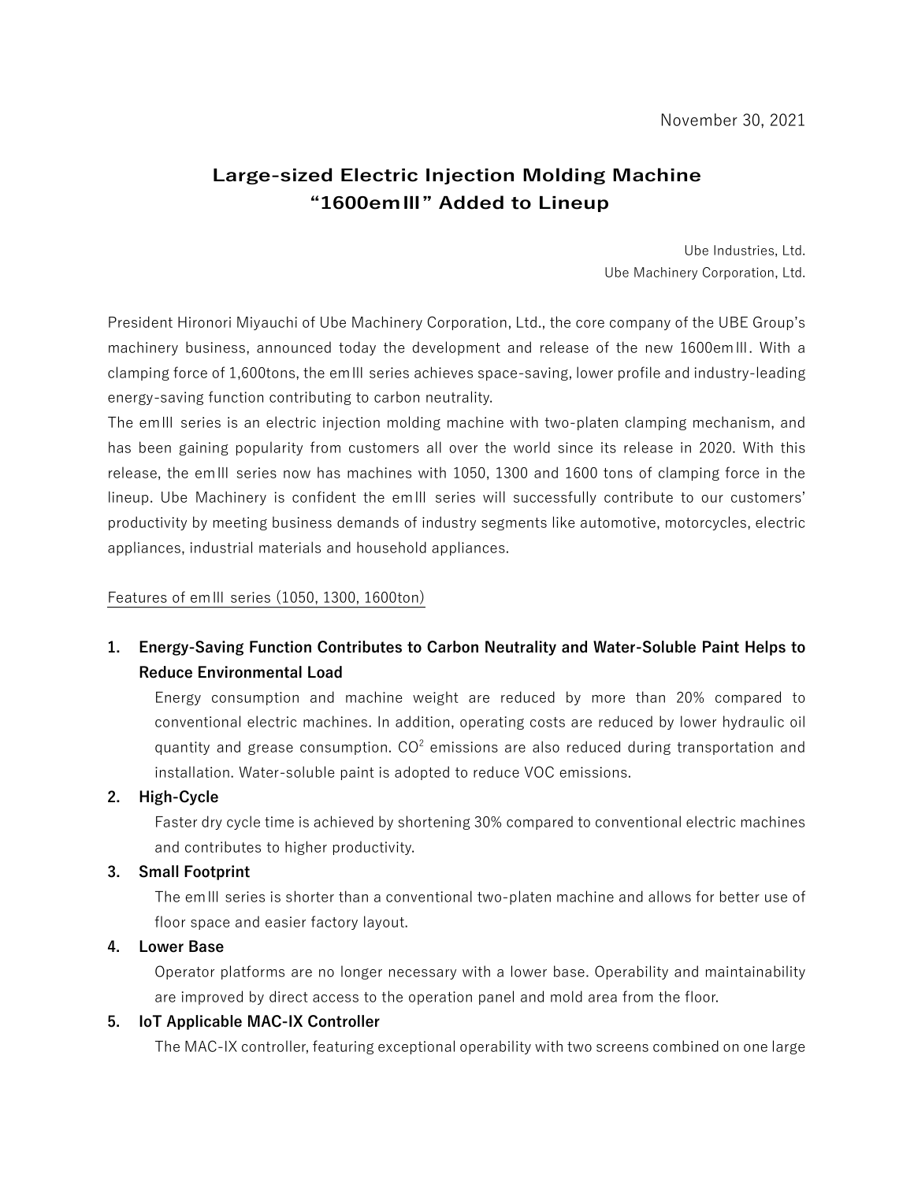November 30, 2021

# Large-sized Electric Injection Molding Machine "1600emⅢ" Added to Lineup

Ube Industries, Ltd.
Ube Machinery Corporation, Ltd.

President Hironori Miyauchi of Ube Machinery Corporation, Ltd., the core company of the UBE Group's machinery business, announced today the development and release of the new 1600emⅢ. With a clamping force of 1,600tons, the emⅢ series achieves space-saving, lower profile and industry-leading energy-saving function contributing to carbon neutrality.

The emⅢ series is an electric injection molding machine with two-platen clamping mechanism, and has been gaining popularity from customers all over the world since its release in 2020. With this release, the emⅢ series now has machines with 1050, 1300 and 1600 tons of clamping force in the lineup. Ube Machinery is confident the emⅢ series will successfully contribute to our customers' productivity by meeting business demands of industry segments like automotive, motorcycles, electric appliances, industrial materials and household appliances.

Features of emⅢ series (1050, 1300, 1600ton)

1. **Energy-Saving Function Contributes to Carbon Neutrality and Water-Soluble Paint Helps to Reduce Environmental Load**
   Energy consumption and machine weight are reduced by more than 20% compared to conventional electric machines. In addition, operating costs are reduced by lower hydraulic oil quantity and grease consumption. $CO^2$ emissions are also reduced during transportation and installation. Water-soluble paint is adopted to reduce VOC emissions.
2. **High-Cycle**
   Faster dry cycle time is achieved by shortening 30% compared to conventional electric machines and contributes to higher productivity.
3. **Small Footprint**
   The emⅢ series is shorter than a conventional two-platen machine and allows for better use of floor space and easier factory layout.
4. **Lower Base**
   Operator platforms are no longer necessary with a lower base. Operability and maintainability are improved by direct access to the operation panel and mold area from the floor.
5. **IoT Applicable MAC-IX Controller**
   The MAC-IX controller, featuring exceptional operability with two screens combined on one large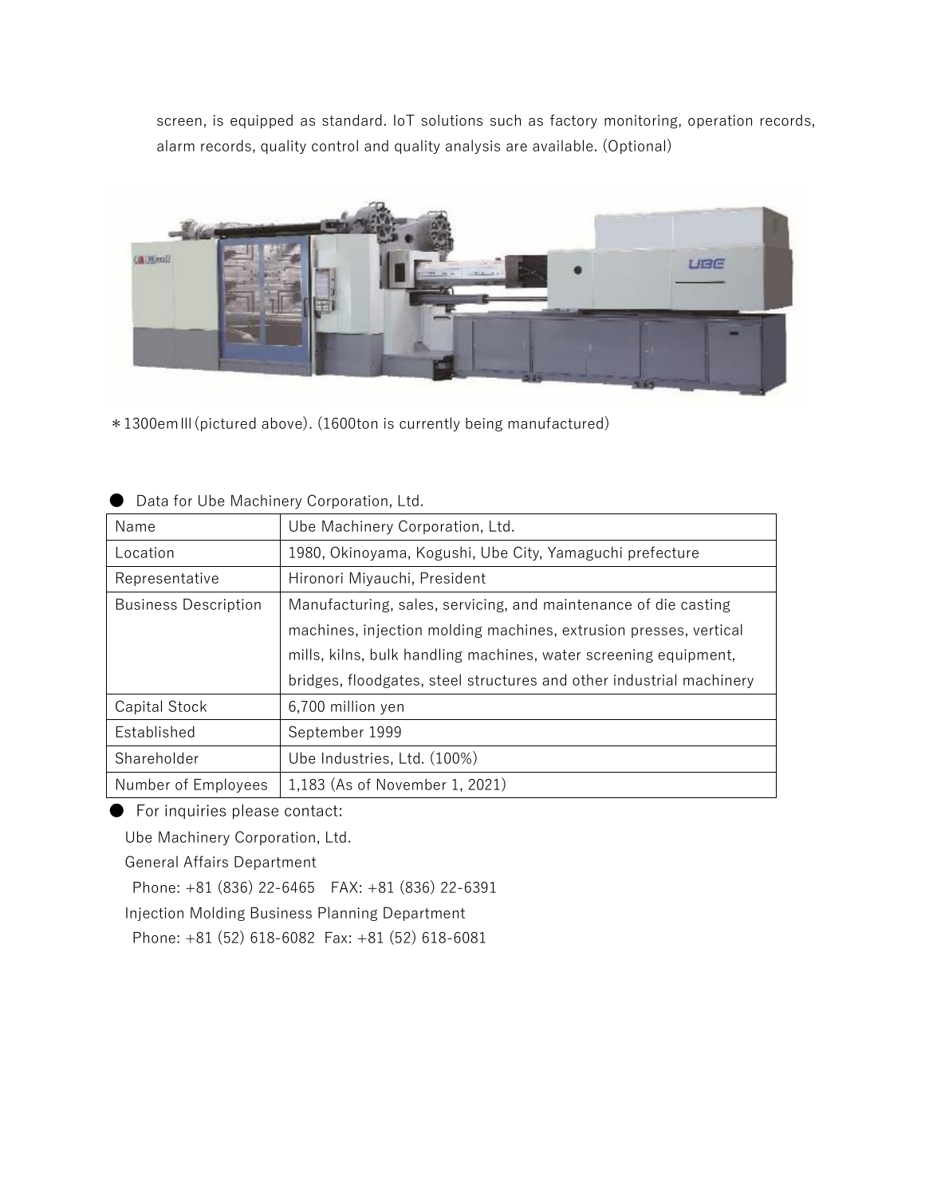screen, is equipped as standard. IoT solutions such as factory monitoring, operation records, alarm records, quality control and quality analysis are available. (Optional)

＊1300emⅢ(pictured above). (1600ton is currently being manufactured)

● Data for Ube Machinery Corporation, Ltd.

| | |
|---|---|
| Name | Ube Machinery Corporation, Ltd. |
| Location | 1980, Okinoyama, Kogushi, Ube City, Yamaguchi prefecture |
| Representative | Hironori Miyauchi, President |
| Business Description | Manufacturing, sales, servicing, and maintenance of die casting machines, injection molding machines, extrusion presses, vertical mills, kilns, bulk handling machines, water screening equipment, bridges, floodgates, steel structures and other industrial machinery |
| Capital Stock | 6,700 million yen |
| Established | September 1999 |
| Shareholder | Ube Industries, Ltd. (100%) |
| Number of Employees | 1,183 (As of November 1, 2021) |

● For inquiries please contact:

Ube Machinery Corporation, Ltd.

General Affairs Department

Phone: +81 (836) 22-6465 FAX: +81 (836) 22-6391

Injection Molding Business Planning Department

Phone: +81 (52) 618-6082 Fax: +81 (52) 618-6081